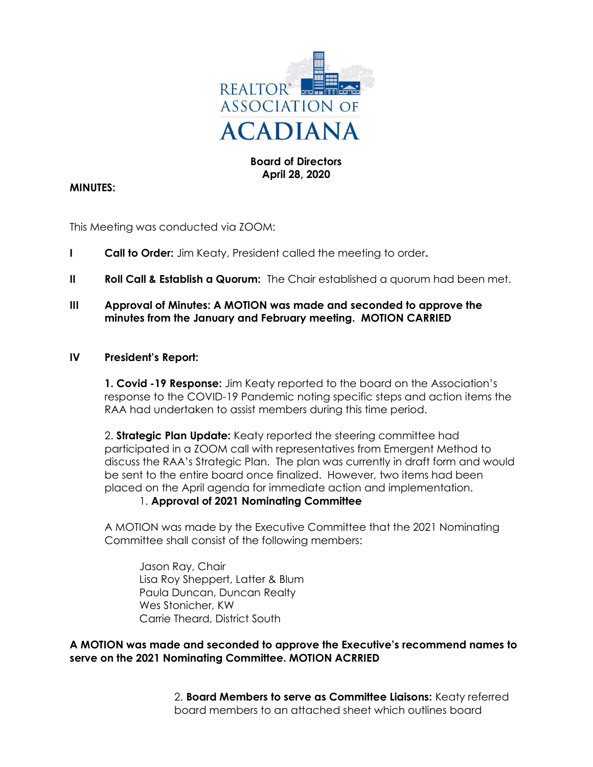REALTOR® ASSOCIATION OF ACADIANA

**Board of Directors**
**April 28, 2020**

**MINUTES:**

This Meeting was conducted via ZOOM:

**I** **Call to Order:** Jim Keaty, President called the meeting to order**.**

**II** **Roll Call & Establish a Quorum:** The Chair established a quorum had been met.

**III** **Approval of Minutes: A MOTION was made and seconded to approve the minutes from the January and February meeting. MOTION CARRIED**

**IV** **President's Report:**

**1. Covid -19 Response:** Jim Keaty reported to the board on the Association's response to the COVID-19 Pandemic noting specific steps and action items the RAA had undertaken to assist members during this time period.

2. **Strategic Plan Update:** Keaty reported the steering committee had participated in a ZOOM call with representatives from Emergent Method to discuss the RAA's Strategic Plan. The plan was currently in draft form and would be sent to the entire board once finalized. However, two items had been placed on the April agenda for immediate action and implementation.

1. **Approval of 2021 Nominating Committee**

A MOTION was made by the Executive Committee that the 2021 Nominating Committee shall consist of the following members:

Jason Ray, Chair
Lisa Roy Sheppert, Latter & Blum
Paula Duncan, Duncan Realty
Wes Stonicher, KW
Carrie Theard, District South

**A MOTION was made and seconded to approve the Executive's recommend names to serve on the 2021 Nominating Committee. MOTION ACRRIED**

2. **Board Members to serve as Committee Liaisons:** Keaty referred board members to an attached sheet which outlines board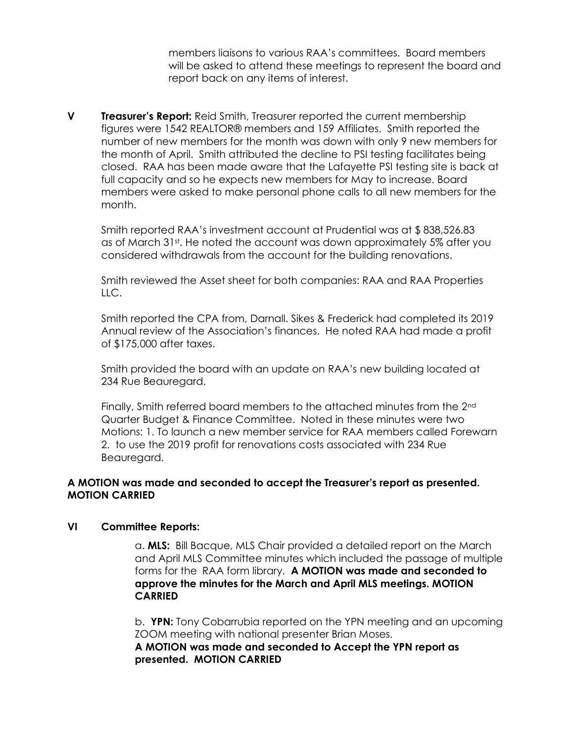members liaisons to various RAA's committees. Board members will be asked to attend these meetings to represent the board and report back on any items of interest.

**V Treasurer's Report:** Reid Smith, Treasurer reported the current membership figures were 1542 REALTOR® members and 159 Affiliates. Smith reported the number of new members for the month was down with only 9 new members for the month of April. Smith attributed the decline to PSI testing facilitates being closed. RAA has been made aware that the Lafayette PSI testing site is back at full capacity and so he expects new members for May to increase. Board members were asked to make personal phone calls to all new members for the month.

Smith reported RAA's investment account at Prudential was at $ 838,526.83 as of March 31st. He noted the account was down approximately 5% after you considered withdrawals from the account for the building renovations.

Smith reviewed the Asset sheet for both companies: RAA and RAA Properties LLC.

Smith reported the CPA from, Darnall. Sikes & Frederick had completed its 2019 Annual review of the Association's finances. He noted RAA had made a profit of $175,000 after taxes.

Smith provided the board with an update on RAA's new building located at 234 Rue Beauregard.

Finally, Smith referred board members to the attached minutes from the 2nd Quarter Budget & Finance Committee. Noted in these minutes were two Motions: 1. To launch a new member service for RAA members called Forewarn 2. to use the 2019 profit for renovations costs associated with 234 Rue Beauregard.

**A MOTION was made and seconded to accept the Treasurer's report as presented. MOTION CARRIED**

**VI Committee Reports:**

a. **MLS:** Bill Bacque, MLS Chair provided a detailed report on the March and April MLS Committee minutes which included the passage of multiple forms for the RAA form library. **A MOTION was made and seconded to approve the minutes for the March and April MLS meetings. MOTION CARRIED**

b. **YPN:** Tony Cobarrubia reported on the YPN meeting and an upcoming ZOOM meeting with national presenter Brian Moses.
**A MOTION was made and seconded to Accept the YPN report as presented. MOTION CARRIED**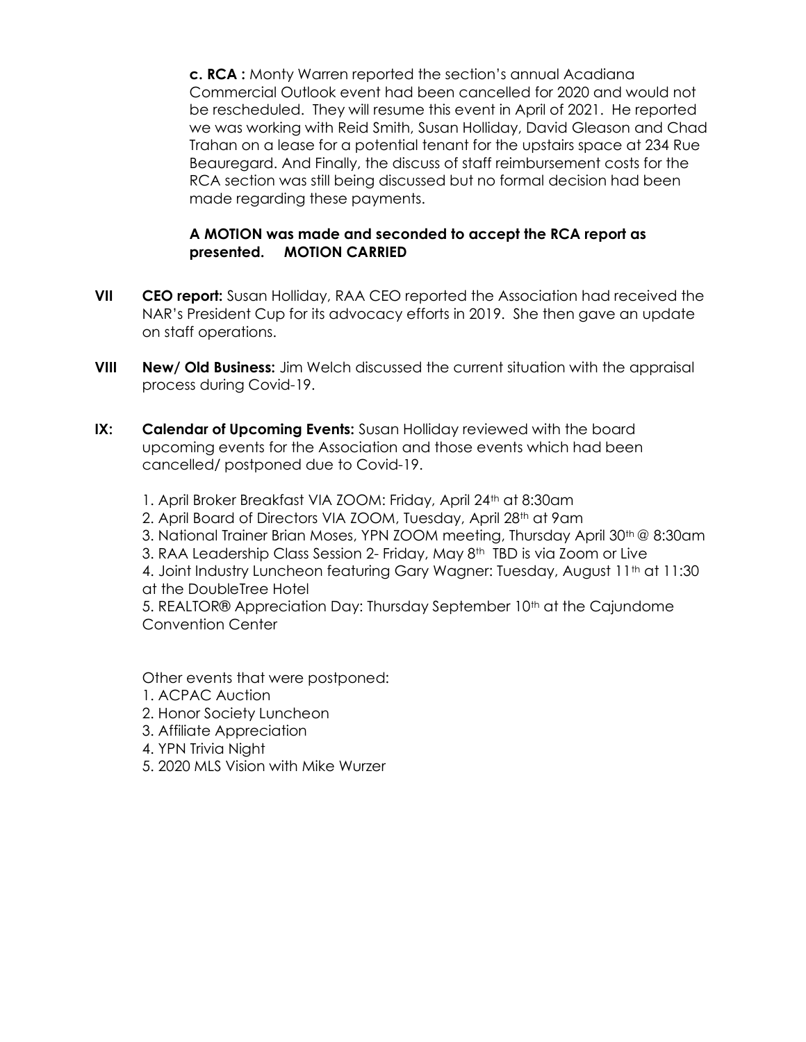**c. RCA :** Monty Warren reported the section's annual Acadiana Commercial Outlook event had been cancelled for 2020 and would not be rescheduled. They will resume this event in April of 2021. He reported we was working with Reid Smith, Susan Holliday, David Gleason and Chad Trahan on a lease for a potential tenant for the upstairs space at 234 Rue Beauregard. And Finally, the discuss of staff reimbursement costs for the RCA section was still being discussed but no formal decision had been made regarding these payments.

**A MOTION was made and seconded to accept the RCA report as presented. MOTION CARRIED**

**VII CEO report:** Susan Holliday, RAA CEO reported the Association had received the NAR's President Cup for its advocacy efforts in 2019. She then gave an update on staff operations.

**VIII New/ Old Business:** Jim Welch discussed the current situation with the appraisal process during Covid-19.

**IX: Calendar of Upcoming Events:** Susan Holliday reviewed with the board upcoming events for the Association and those events which had been cancelled/ postponed due to Covid-19.

1. April Broker Breakfast VIA ZOOM: Friday, April 24th at 8:30am
2. April Board of Directors VIA ZOOM, Tuesday, April 28th at 9am
3. National Trainer Brian Moses, YPN ZOOM meeting, Thursday April 30th @ 8:30am
3. RAA Leadership Class Session 2- Friday, May 8th TBD is via Zoom or Live
4. Joint Industry Luncheon featuring Gary Wagner: Tuesday, August 11th at 11:30 at the DoubleTree Hotel
5. REALTOR® Appreciation Day: Thursday September 10th at the Cajundome Convention Center

Other events that were postponed:

1. ACPAC Auction
2. Honor Society Luncheon
3. Affiliate Appreciation
4. YPN Trivia Night
5. 2020 MLS Vision with Mike Wurzer